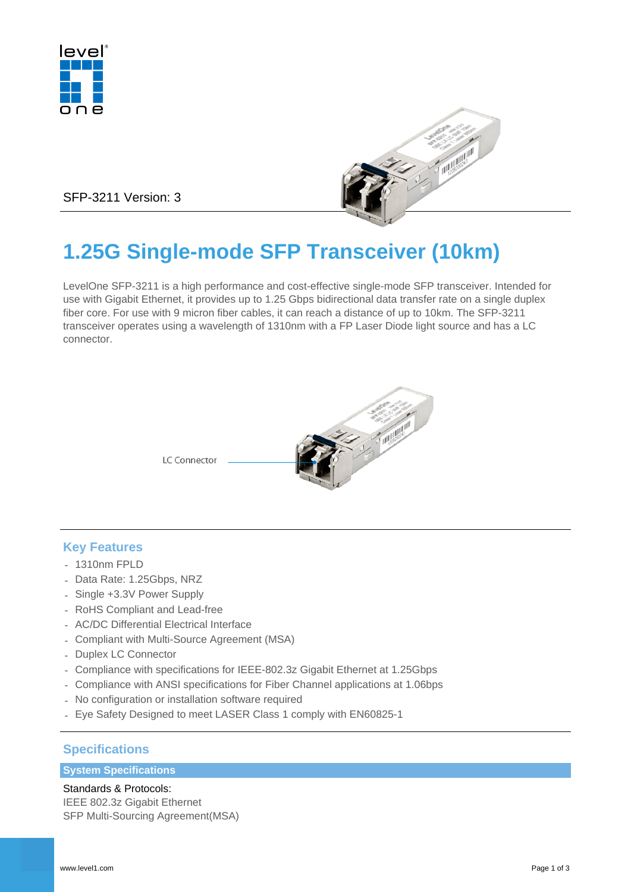SFP-3211 Version: 3

# 1.25G Single-mode SFP Transceiver (10km)

LevelOne SFP-3211 is a high performance and cost-effective single-mode SFP transceiver. Intended for use with Gigabit Ethernet, it provides up to 1.25 Gbps bidirectional data transfer rate on a single duplex fiber core. For use with 9 micron fiber cables, it can reach a distance of up to 10km. The SFP-3211 transceiver operates using a wavelength of 1310nm with a FP Laser Diode light source and has a LC connector.

LC Connector

## Key Features

- 1310nm FPLD
- Data Rate: 1.25Gbps, NRZ
- Single +3.3V Power Supply
- RoHS Compliant and Lead-free
- AC/DC Differential Electrical Interface
- Compliant with Multi-Source Agreement (MSA)
- Duplex LC Connector
- Compliance with specifications for IEEE-802.3z Gigabit Ethernet at 1.25Gbps
- Compliance with ANSI specifications for Fiber Channel applications at 1.06bps
- No configuration or installation software required
- Eye Safety Designed to meet LASER Class 1 comply with EN60825-1

## Specifications

### System Specifications

Standards & Protocols:
IEEE 802.3z Gigabit Ethernet
SFP Multi-Sourcing Agreement(MSA)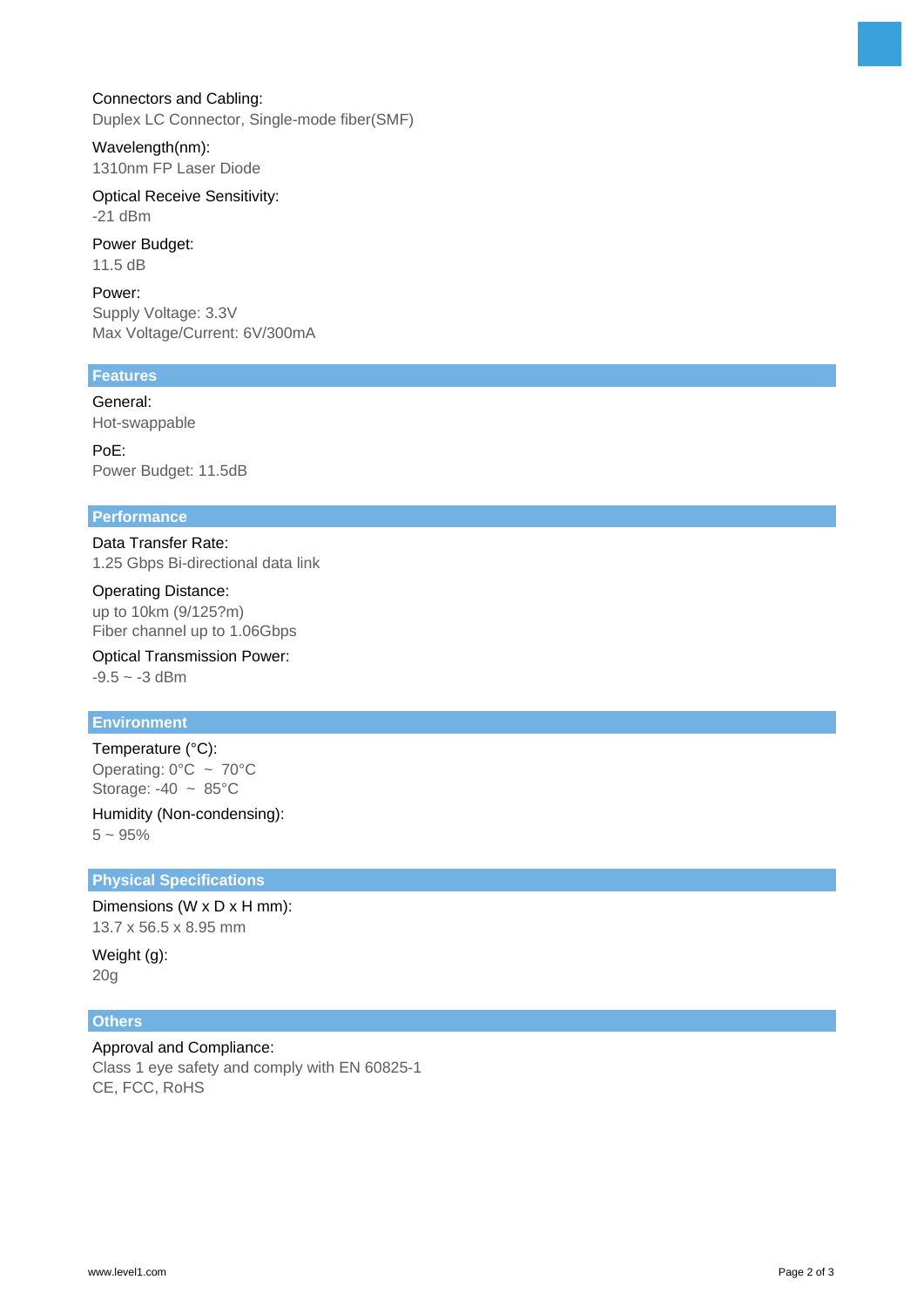**Connectors and Cabling:**
Duplex LC Connector, Single-mode fiber(SMF)

**Wavelength(nm):**
1310nm FP Laser Diode

**Optical Receive Sensitivity:**
-21 dBm

**Power Budget:**
11.5 dB

**Power:**
Supply Voltage: 3.3V
Max Voltage/Current: 6V/300mA

## Features

**General:**
Hot-swappable

**PoE:**
Power Budget: 11.5dB

## Performance

**Data Transfer Rate:**
1.25 Gbps Bi-directional data link

**Operating Distance:**
up to 10km (9/125?m)
Fiber channel up to 1.06Gbps

**Optical Transmission Power:**
-9.5 ~ -3 dBm

## Environment

**Temperature (°C):**
Operating: 0°C ~ 70°C
Storage: -40 ~ 85°C

**Humidity (Non-condensing):**
5 ~ 95%

## Physical Specifications

**Dimensions (W x D x H mm):**
13.7 x 56.5 x 8.95 mm

**Weight (g):**
20g

## Others

**Approval and Compliance:**
Class 1 eye safety and comply with EN 60825-1
CE, FCC, RoHS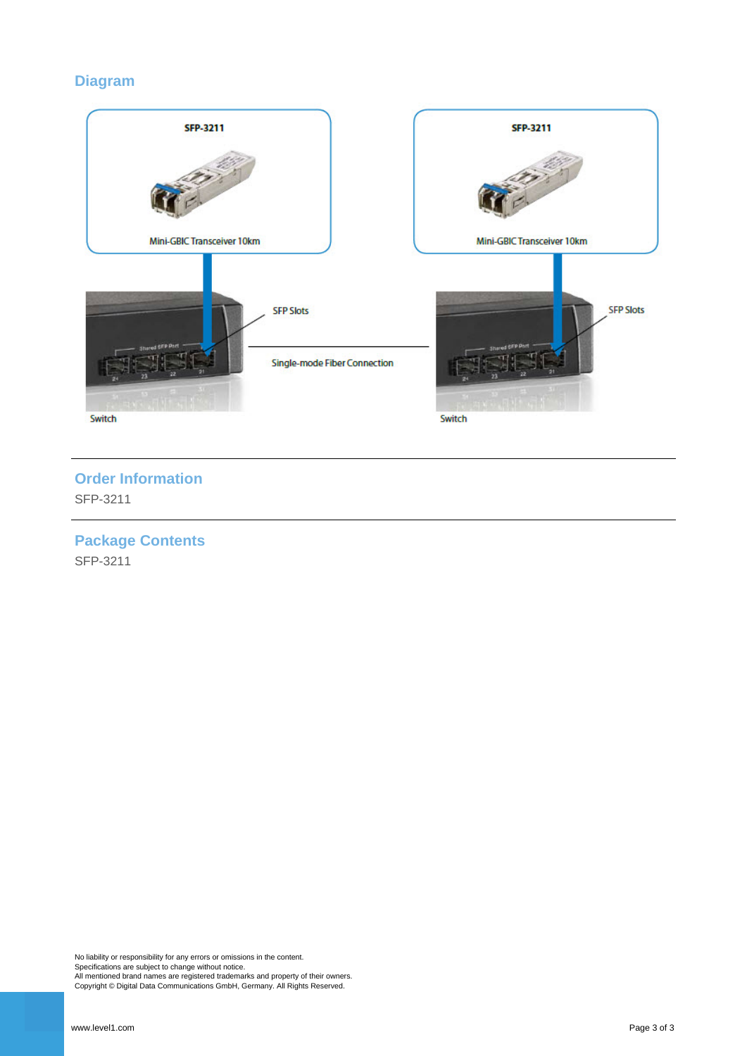## Diagram

SFP-3211

Mini-GBIC Transceiver 10km

SFP-3211

Mini-GBIC Transceiver 10km

SFP Slots

Single-mode Fiber Connection

SFP Slots

Switch

Switch

## Order Information

SFP-3211

## Package Contents

SFP-3211

No liability or responsibility for any errors or omissions in the content.
Specifications are subject to change without notice.
All mentioned brand names are registered trademarks and property of their owners.
Copyright © Digital Data Communications GmbH, Germany. All Rights Reserved.

www.level1.com